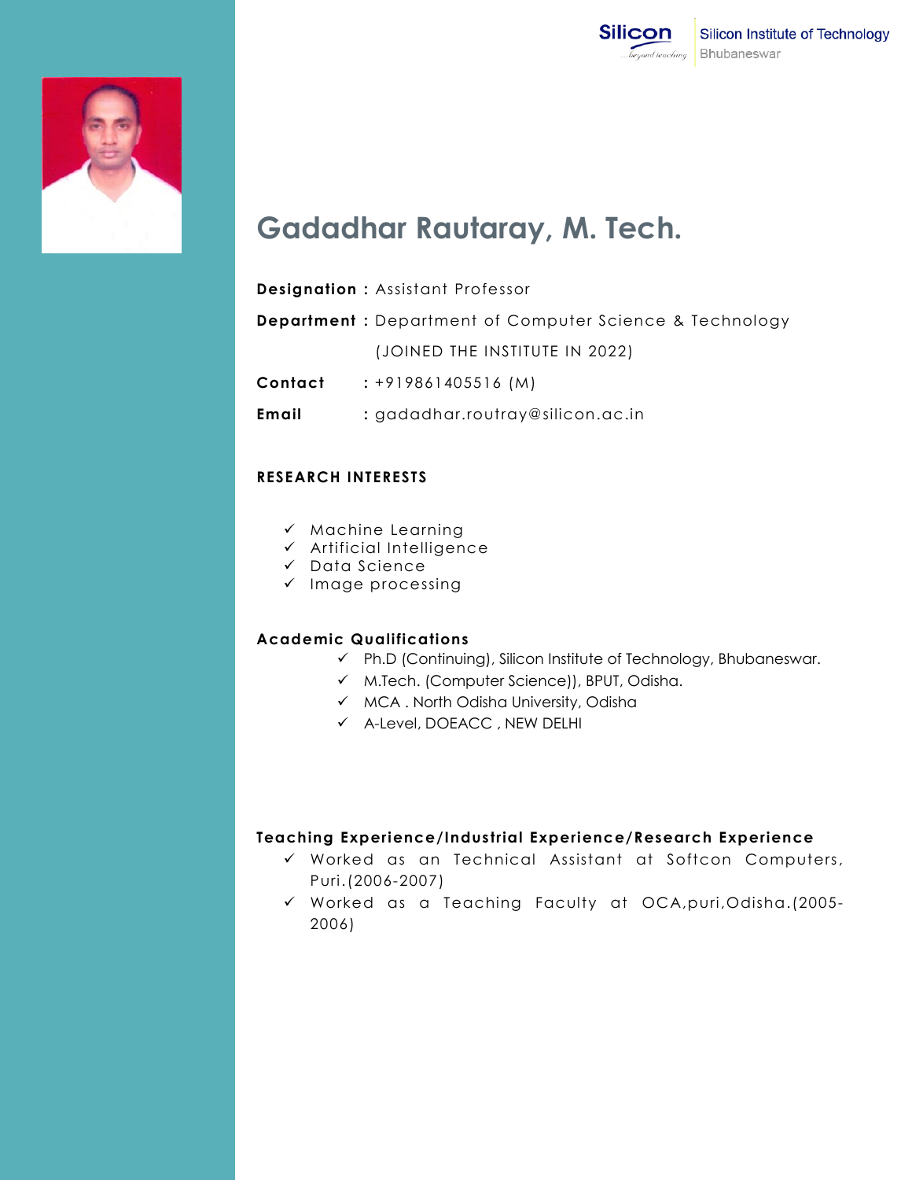Silicon Institute of Technology
Bhubaneswar

# Gadadhar Rautaray, M. Tech.

**Designation :** Assistant Professor

**Department :** Department of Computer Science & Technology

(JOINED THE INSTITUTE IN 2022)

**Contact :** +919861405516 (M)

**Email :** gadadhar.routray@silicon.ac.in

## RESEARCH INTERESTS

- ✓ Machine Learning
- ✓ Artificial Intelligence
- ✓ Data Science
- ✓ Image processing

## Academic Qualifications

- ✓ Ph.D (Continuing), Silicon Institute of Technology, Bhubaneswar.
- ✓ M.Tech. (Computer Science)), BPUT, Odisha.
- ✓ MCA . North Odisha University, Odisha
- ✓ A-Level, DOEACC , NEW DELHI

## Teaching Experience/Industrial Experience/Research Experience

- ✓ Worked as an Technical Assistant at Softcon Computers, Puri.(2006-2007)
- ✓ Worked as a Teaching Faculty at OCA,puri,Odisha.(2005-2006)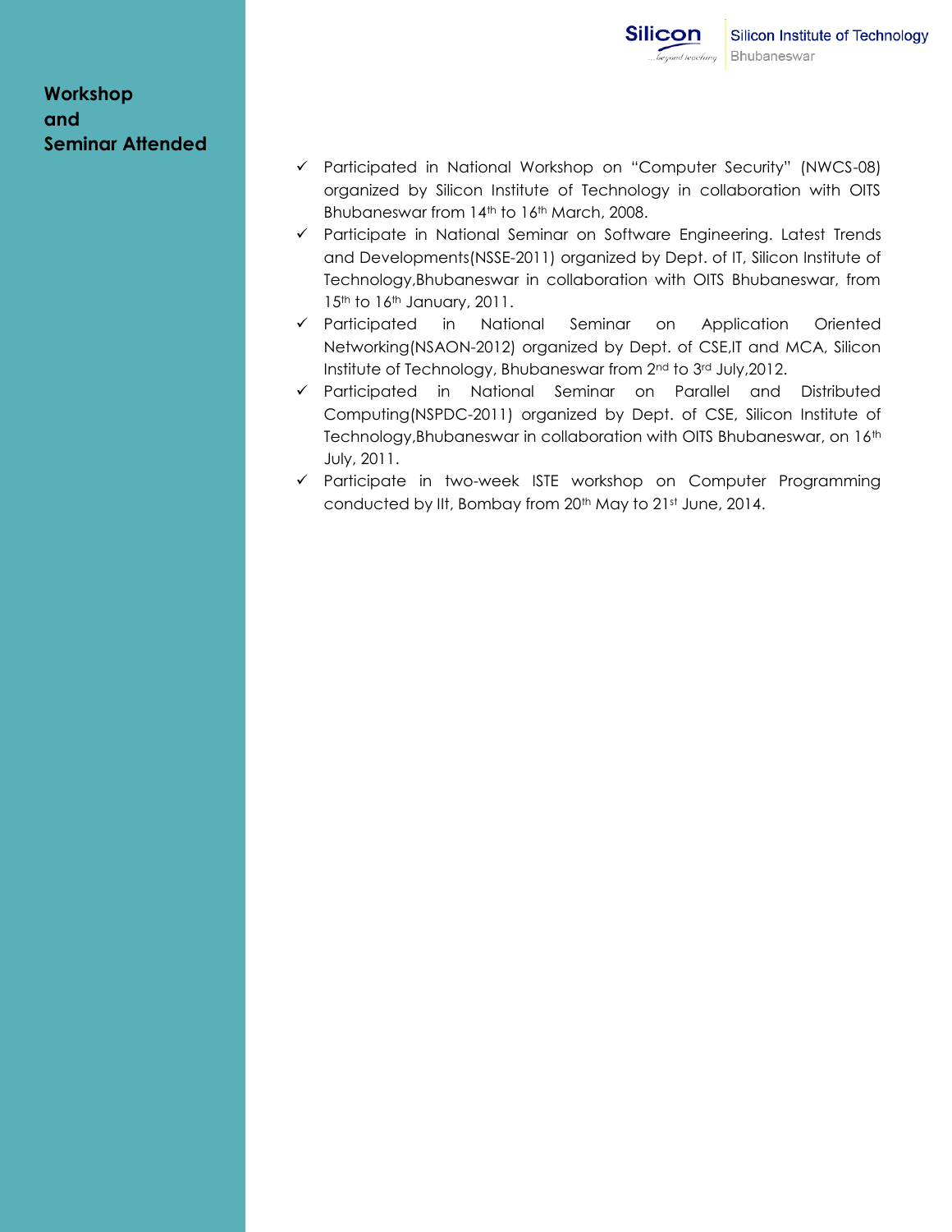## Workshop and Seminar Attended

- ✓ Participated in National Workshop on “Computer Security” (NWCS-08) organized by Silicon Institute of Technology in collaboration with OITS Bhubaneswar from 14th to 16th March, 2008.
- ✓ Participate in National Seminar on Software Engineering. Latest Trends and Developments(NSSE-2011) organized by Dept. of IT, Silicon Institute of Technology,Bhubaneswar in collaboration with OITS Bhubaneswar, from 15th to 16th January, 2011.
- ✓ Participated in National Seminar on Application Oriented Networking(NSAON-2012) organized by Dept. of CSE,IT and MCA, Silicon Institute of Technology, Bhubaneswar from 2nd to 3rd July,2012.
- ✓ Participated in National Seminar on Parallel and Distributed Computing(NSPDC-2011) organized by Dept. of CSE, Silicon Institute of Technology,Bhubaneswar in collaboration with OITS Bhubaneswar, on 16th July, 2011.
- ✓ Participate in two-week ISTE workshop on Computer Programming conducted by IIt, Bombay from 20th May to 21st June, 2014.